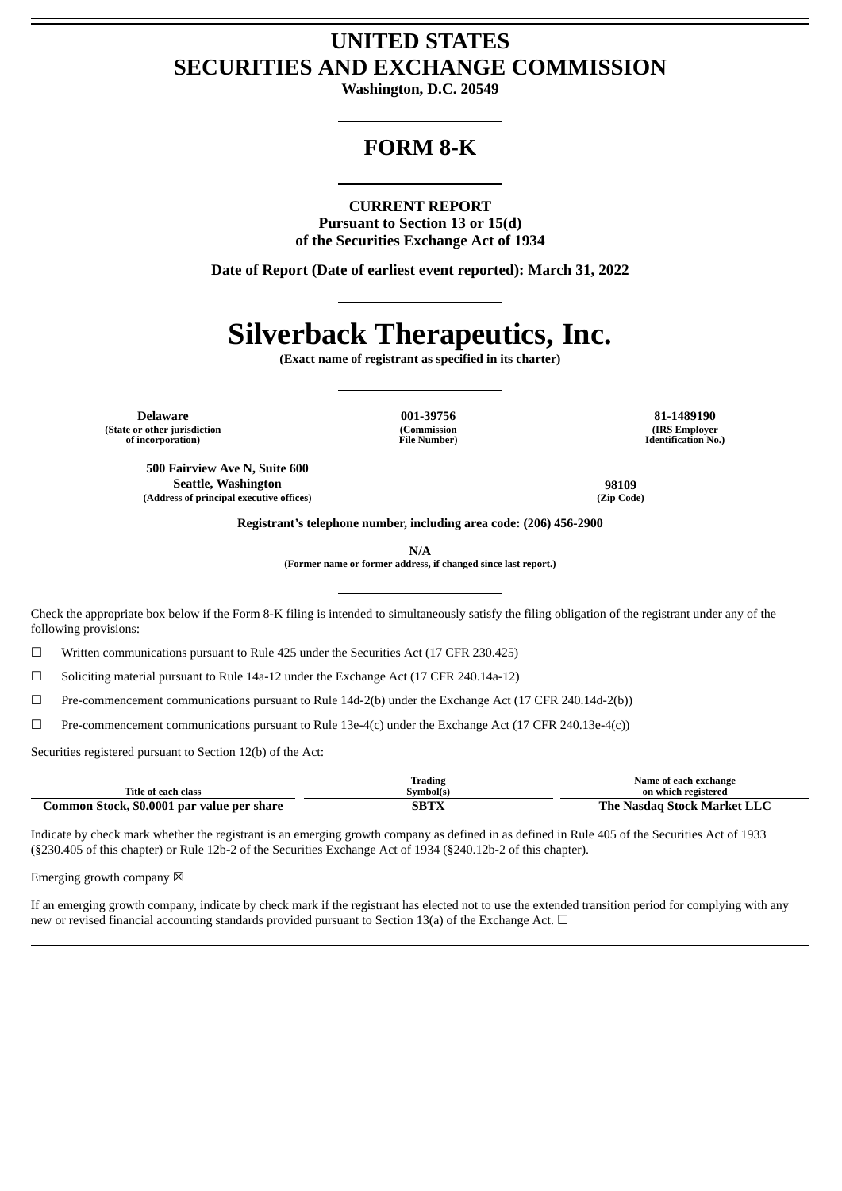# UNITED STATES
# SECURITIES AND EXCHANGE COMMISSION

**Washington, D.C. 20549**

---

## FORM 8-K

---

**CURRENT REPORT**
**Pursuant to Section 13 or 15(d)**
**of the Securities Exchange Act of 1934**

**Date of Report (Date of earliest event reported): March 31, 2022**

---

# Silverback Therapeutics, Inc.

**(Exact name of registrant as specified in its charter)**

---

| **Delaware** | **001-39756** | **81-1489190** |
|---|---|---|
| **(State or other jurisdiction of incorporation)** | **(Commission File Number)** | **(IRS Employer Identification No.)** |

| **500 Fairview Ave N, Suite 600**<br>**Seattle, Washington** | **98109** |
|---|---|
| **(Address of principal executive offices)** | **(Zip Code)** |

**Registrant's telephone number, including area code: (206) 456-2900**

**N/A**
**(Former name or former address, if changed since last report.)**

---

Check the appropriate box below if the Form 8-K filing is intended to simultaneously satisfy the filing obligation of the registrant under any of the following provisions:

☐ Written communications pursuant to Rule 425 under the Securities Act (17 CFR 230.425)

☐ Soliciting material pursuant to Rule 14a-12 under the Exchange Act (17 CFR 240.14a-12)

☐ Pre-commencement communications pursuant to Rule 14d-2(b) under the Exchange Act (17 CFR 240.14d-2(b))

☐ Pre-commencement communications pursuant to Rule 13e-4(c) under the Exchange Act (17 CFR 240.13e-4(c))

Securities registered pursuant to Section 12(b) of the Act:

| Title of each class | Trading Symbol(s) | Name of each exchange on which registered |
|---|---|---|
| **Common Stock, $0.0001 par value per share** | **SBTX** | **The Nasdaq Stock Market LLC** |

Indicate by check mark whether the registrant is an emerging growth company as defined in as defined in Rule 405 of the Securities Act of 1933 (§230.405 of this chapter) or Rule 12b-2 of the Securities Exchange Act of 1934 (§240.12b-2 of this chapter).

Emerging growth company ☒

If an emerging growth company, indicate by check mark if the registrant has elected not to use the extended transition period for complying with any new or revised financial accounting standards provided pursuant to Section 13(a) of the Exchange Act. ☐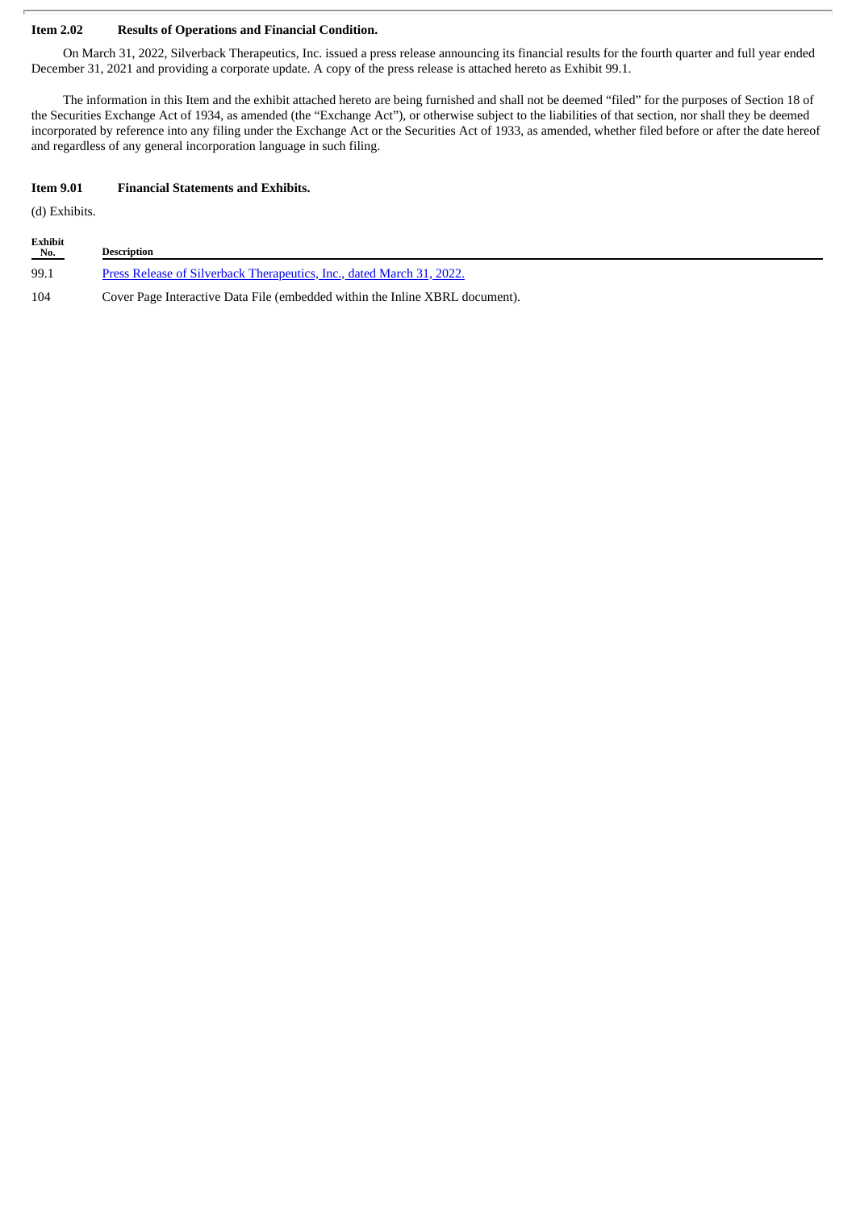**Item 2.02 Results of Operations and Financial Condition.**

On March 31, 2022, Silverback Therapeutics, Inc. issued a press release announcing its financial results for the fourth quarter and full year ended December 31, 2021 and providing a corporate update. A copy of the press release is attached hereto as Exhibit 99.1.

The information in this Item and the exhibit attached hereto are being furnished and shall not be deemed "filed" for the purposes of Section 18 of the Securities Exchange Act of 1934, as amended (the "Exchange Act"), or otherwise subject to the liabilities of that section, nor shall they be deemed incorporated by reference into any filing under the Exchange Act or the Securities Act of 1933, as amended, whether filed before or after the date hereof and regardless of any general incorporation language in such filing.

**Item 9.01 Financial Statements and Exhibits.**

(d) Exhibits.

| Exhibit No. | Description |
|---|---|
| 99.1 | Press Release of Silverback Therapeutics, Inc., dated March 31, 2022. |
| 104 | Cover Page Interactive Data File (embedded within the Inline XBRL document). |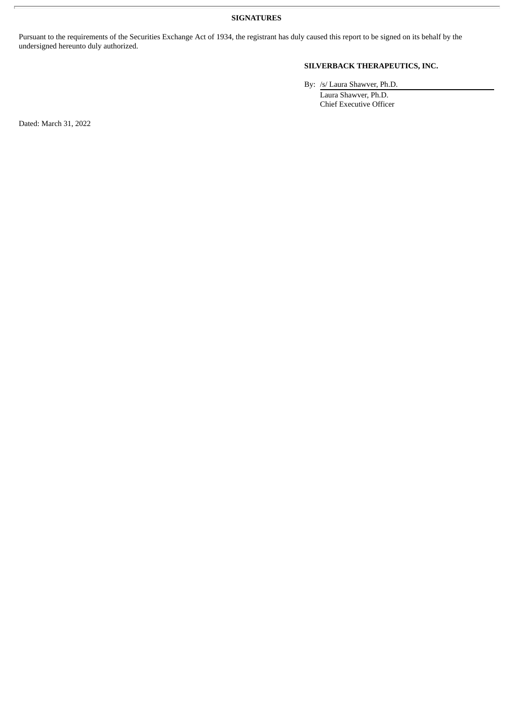**SIGNATURES**

Pursuant to the requirements of the Securities Exchange Act of 1934, the registrant has duly caused this report to be signed on its behalf by the undersigned hereunto duly authorized.

**SILVERBACK THERAPEUTICS, INC.**

By: /s/ Laura Shawver, Ph.D.
Laura Shawver, Ph.D.
Chief Executive Officer

Dated: March 31, 2022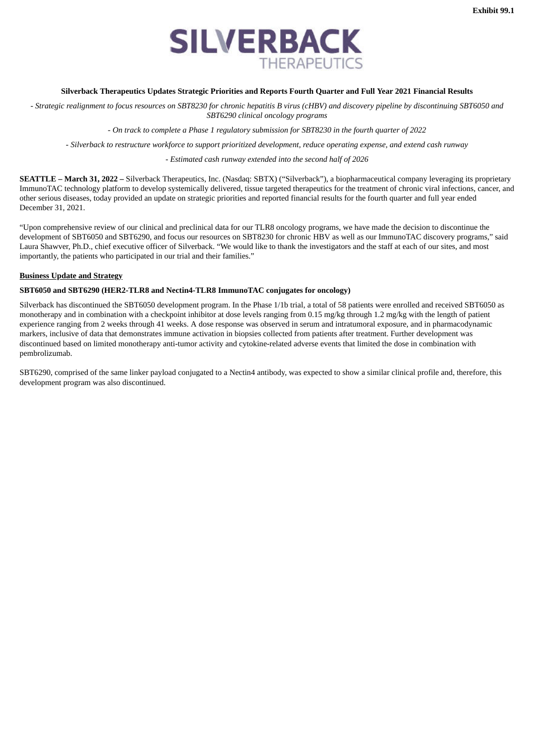Exhibit 99.1

**SILVERBACK THERAPEUTICS**

**Silverback Therapeutics Updates Strategic Priorities and Reports Fourth Quarter and Full Year 2021 Financial Results**

*- Strategic realignment to focus resources on SBT8230 for chronic hepatitis B virus (cHBV) and discovery pipeline by discontinuing SBT6050 and SBT6290 clinical oncology programs*

*- On track to complete a Phase 1 regulatory submission for SBT8230 in the fourth quarter of 2022*

*- Silverback to restructure workforce to support prioritized development, reduce operating expense, and extend cash runway*

*- Estimated cash runway extended into the second half of 2026*

**SEATTLE – March 31, 2022 –** Silverback Therapeutics, Inc. (Nasdaq: SBTX) ("Silverback"), a biopharmaceutical company leveraging its proprietary ImmunoTAC technology platform to develop systemically delivered, tissue targeted therapeutics for the treatment of chronic viral infections, cancer, and other serious diseases, today provided an update on strategic priorities and reported financial results for the fourth quarter and full year ended December 31, 2021.

"Upon comprehensive review of our clinical and preclinical data for our TLR8 oncology programs, we have made the decision to discontinue the development of SBT6050 and SBT6290, and focus our resources on SBT8230 for chronic HBV as well as our ImmunoTAC discovery programs," said Laura Shawver, Ph.D., chief executive officer of Silverback. "We would like to thank the investigators and the staff at each of our sites, and most importantly, the patients who participated in our trial and their families."

**Business Update and Strategy**

**SBT6050 and SBT6290 (HER2-TLR8 and Nectin4-TLR8 ImmunoTAC conjugates for oncology)**

Silverback has discontinued the SBT6050 development program. In the Phase 1/1b trial, a total of 58 patients were enrolled and received SBT6050 as monotherapy and in combination with a checkpoint inhibitor at dose levels ranging from 0.15 mg/kg through 1.2 mg/kg with the length of patient experience ranging from 2 weeks through 41 weeks. A dose response was observed in serum and intratumoral exposure, and in pharmacodynamic markers, inclusive of data that demonstrates immune activation in biopsies collected from patients after treatment. Further development was discontinued based on limited monotherapy anti-tumor activity and cytokine-related adverse events that limited the dose in combination with pembrolizumab.

SBT6290, comprised of the same linker payload conjugated to a Nectin4 antibody, was expected to show a similar clinical profile and, therefore, this development program was also discontinued.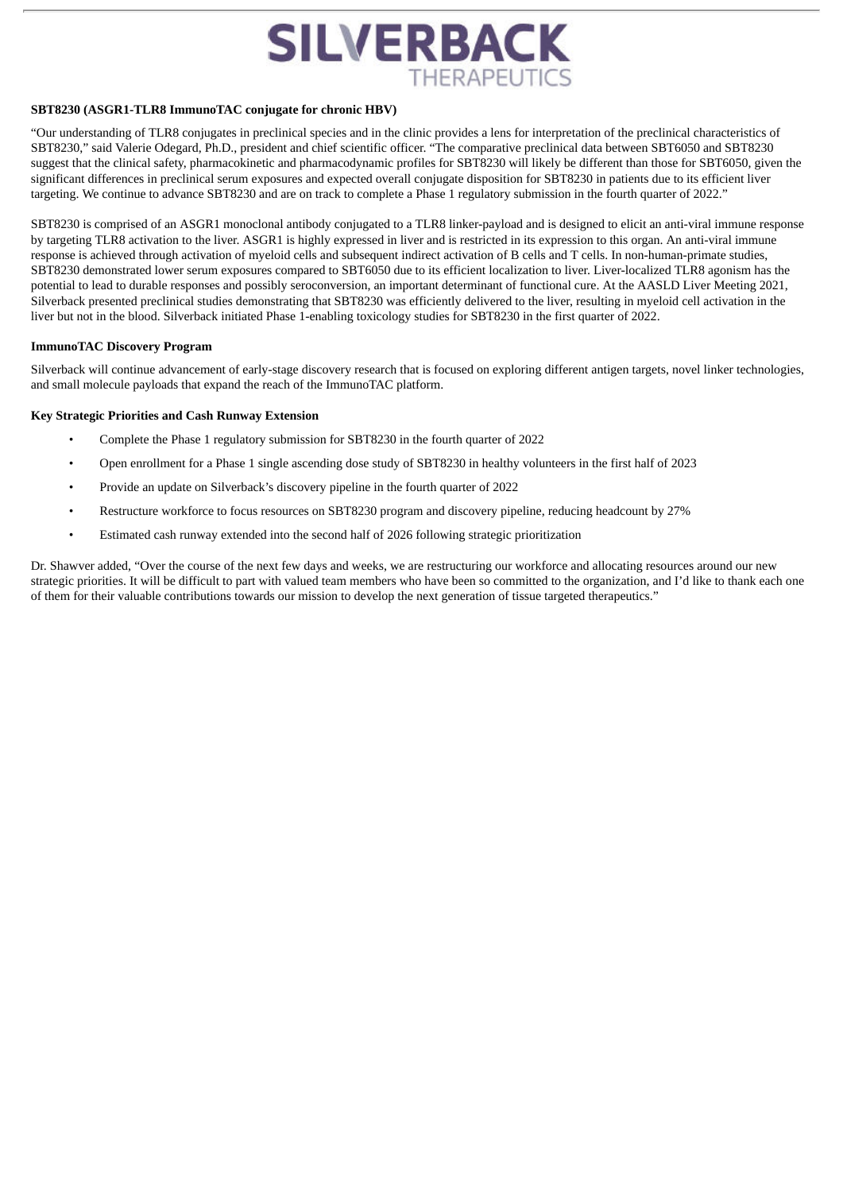**SBT8230 (ASGR1-TLR8 ImmunoTAC conjugate for chronic HBV)**

"Our understanding of TLR8 conjugates in preclinical species and in the clinic provides a lens for interpretation of the preclinical characteristics of SBT8230," said Valerie Odegard, Ph.D., president and chief scientific officer. "The comparative preclinical data between SBT6050 and SBT8230 suggest that the clinical safety, pharmacokinetic and pharmacodynamic profiles for SBT8230 will likely be different than those for SBT6050, given the significant differences in preclinical serum exposures and expected overall conjugate disposition for SBT8230 in patients due to its efficient liver targeting. We continue to advance SBT8230 and are on track to complete a Phase 1 regulatory submission in the fourth quarter of 2022."

SBT8230 is comprised of an ASGR1 monoclonal antibody conjugated to a TLR8 linker-payload and is designed to elicit an anti-viral immune response by targeting TLR8 activation to the liver. ASGR1 is highly expressed in liver and is restricted in its expression to this organ. An anti-viral immune response is achieved through activation of myeloid cells and subsequent indirect activation of B cells and T cells. In non-human-primate studies, SBT8230 demonstrated lower serum exposures compared to SBT6050 due to its efficient localization to liver. Liver-localized TLR8 agonism has the potential to lead to durable responses and possibly seroconversion, an important determinant of functional cure. At the AASLD Liver Meeting 2021, Silverback presented preclinical studies demonstrating that SBT8230 was efficiently delivered to the liver, resulting in myeloid cell activation in the liver but not in the blood. Silverback initiated Phase 1-enabling toxicology studies for SBT8230 in the first quarter of 2022.

**ImmunoTAC Discovery Program**

Silverback will continue advancement of early-stage discovery research that is focused on exploring different antigen targets, novel linker technologies, and small molecule payloads that expand the reach of the ImmunoTAC platform.

**Key Strategic Priorities and Cash Runway Extension**

- Complete the Phase 1 regulatory submission for SBT8230 in the fourth quarter of 2022
- Open enrollment for a Phase 1 single ascending dose study of SBT8230 in healthy volunteers in the first half of 2023
- Provide an update on Silverback's discovery pipeline in the fourth quarter of 2022
- Restructure workforce to focus resources on SBT8230 program and discovery pipeline, reducing headcount by 27%
- Estimated cash runway extended into the second half of 2026 following strategic prioritization

Dr. Shawver added, "Over the course of the next few days and weeks, we are restructuring our workforce and allocating resources around our new strategic priorities. It will be difficult to part with valued team members who have been so committed to the organization, and I'd like to thank each one of them for their valuable contributions towards our mission to develop the next generation of tissue targeted therapeutics."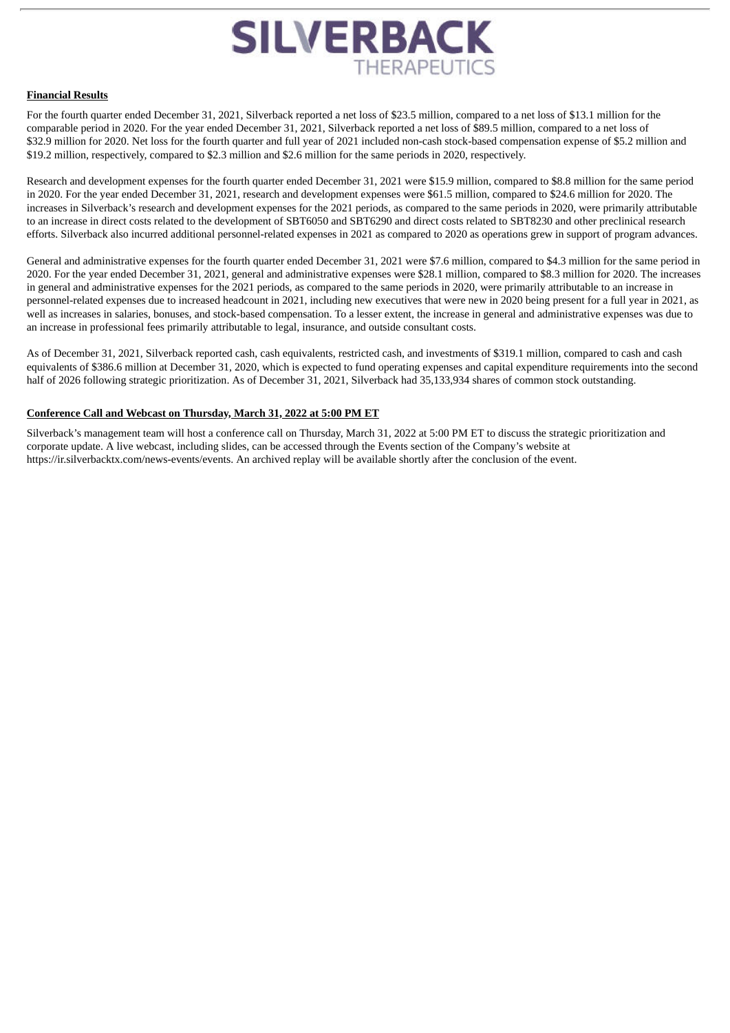**Financial Results**

For the fourth quarter ended December 31, 2021, Silverback reported a net loss of $23.5 million, compared to a net loss of $13.1 million for the comparable period in 2020. For the year ended December 31, 2021, Silverback reported a net loss of $89.5 million, compared to a net loss of $32.9 million for 2020. Net loss for the fourth quarter and full year of 2021 included non-cash stock-based compensation expense of $5.2 million and $19.2 million, respectively, compared to $2.3 million and $2.6 million for the same periods in 2020, respectively.

Research and development expenses for the fourth quarter ended December 31, 2021 were $15.9 million, compared to $8.8 million for the same period in 2020. For the year ended December 31, 2021, research and development expenses were $61.5 million, compared to $24.6 million for 2020. The increases in Silverback's research and development expenses for the 2021 periods, as compared to the same periods in 2020, were primarily attributable to an increase in direct costs related to the development of SBT6050 and SBT6290 and direct costs related to SBT8230 and other preclinical research efforts. Silverback also incurred additional personnel-related expenses in 2021 as compared to 2020 as operations grew in support of program advances.

General and administrative expenses for the fourth quarter ended December 31, 2021 were $7.6 million, compared to $4.3 million for the same period in 2020. For the year ended December 31, 2021, general and administrative expenses were $28.1 million, compared to $8.3 million for 2020. The increases in general and administrative expenses for the 2021 periods, as compared to the same periods in 2020, were primarily attributable to an increase in personnel-related expenses due to increased headcount in 2021, including new executives that were new in 2020 being present for a full year in 2021, as well as increases in salaries, bonuses, and stock-based compensation. To a lesser extent, the increase in general and administrative expenses was due to an increase in professional fees primarily attributable to legal, insurance, and outside consultant costs.

As of December 31, 2021, Silverback reported cash, cash equivalents, restricted cash, and investments of $319.1 million, compared to cash and cash equivalents of $386.6 million at December 31, 2020, which is expected to fund operating expenses and capital expenditure requirements into the second half of 2026 following strategic prioritization. As of December 31, 2021, Silverback had 35,133,934 shares of common stock outstanding.

**Conference Call and Webcast on Thursday, March 31, 2022 at 5:00 PM ET**

Silverback's management team will host a conference call on Thursday, March 31, 2022 at 5:00 PM ET to discuss the strategic prioritization and corporate update. A live webcast, including slides, can be accessed through the Events section of the Company's website at https://ir.silverbacktx.com/news-events/events. An archived replay will be available shortly after the conclusion of the event.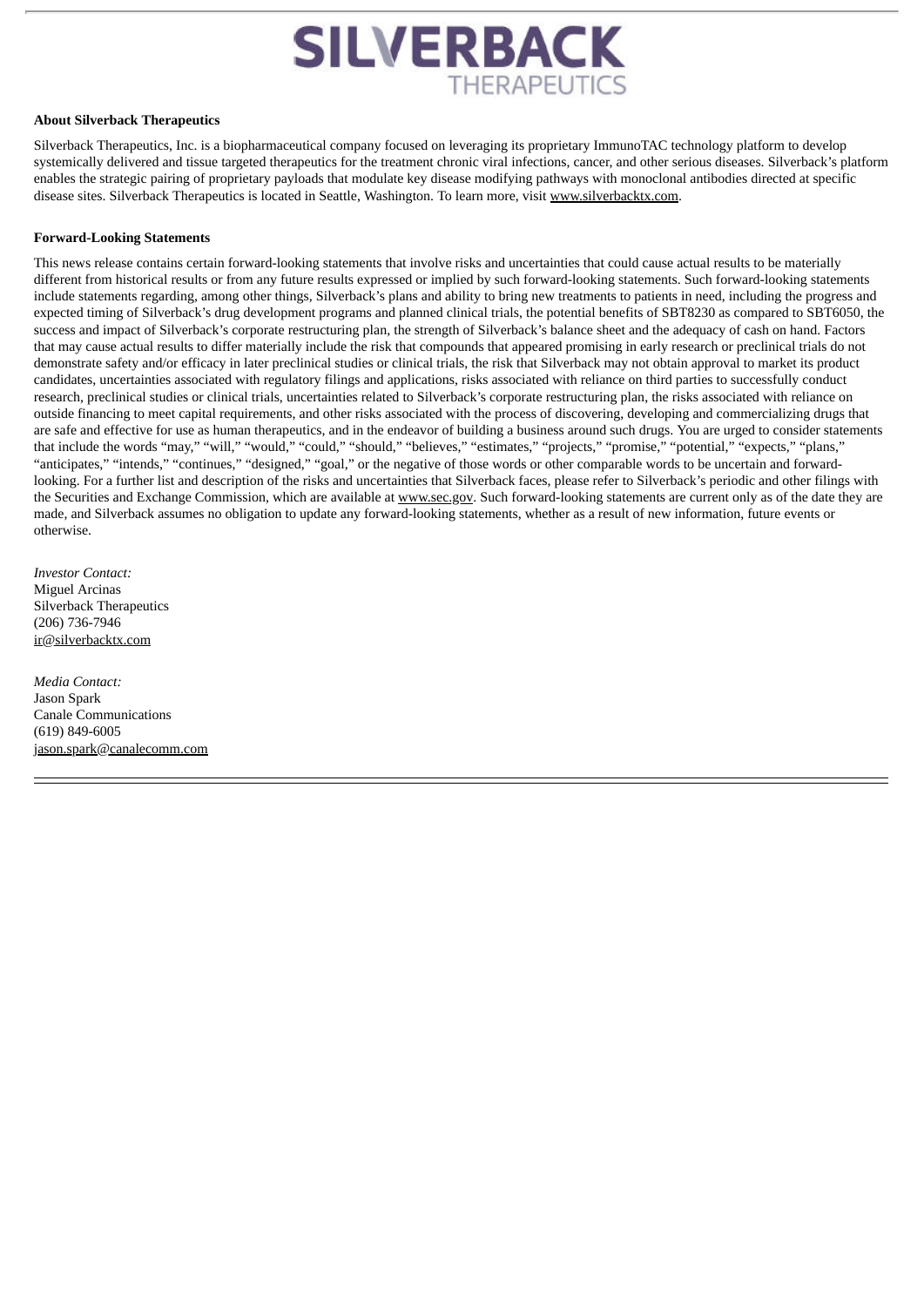**About Silverback Therapeutics**

Silverback Therapeutics, Inc. is a biopharmaceutical company focused on leveraging its proprietary ImmunoTAC technology platform to develop systemically delivered and tissue targeted therapeutics for the treatment chronic viral infections, cancer, and other serious diseases. Silverback's platform enables the strategic pairing of proprietary payloads that modulate key disease modifying pathways with monoclonal antibodies directed at specific disease sites. Silverback Therapeutics is located in Seattle, Washington. To learn more, visit www.silverbacktx.com.

**Forward-Looking Statements**

This news release contains certain forward-looking statements that involve risks and uncertainties that could cause actual results to be materially different from historical results or from any future results expressed or implied by such forward-looking statements. Such forward-looking statements include statements regarding, among other things, Silverback's plans and ability to bring new treatments to patients in need, including the progress and expected timing of Silverback's drug development programs and planned clinical trials, the potential benefits of SBT8230 as compared to SBT6050, the success and impact of Silverback's corporate restructuring plan, the strength of Silverback's balance sheet and the adequacy of cash on hand. Factors that may cause actual results to differ materially include the risk that compounds that appeared promising in early research or preclinical trials do not demonstrate safety and/or efficacy in later preclinical studies or clinical trials, the risk that Silverback may not obtain approval to market its product candidates, uncertainties associated with regulatory filings and applications, risks associated with reliance on third parties to successfully conduct research, preclinical studies or clinical trials, uncertainties related to Silverback's corporate restructuring plan, the risks associated with reliance on outside financing to meet capital requirements, and other risks associated with the process of discovering, developing and commercializing drugs that are safe and effective for use as human therapeutics, and in the endeavor of building a business around such drugs. You are urged to consider statements that include the words "may," "will," "would," "could," "should," "believes," "estimates," "projects," "promise," "potential," "expects," "plans," "anticipates," "intends," "continues," "designed," "goal," or the negative of those words or other comparable words to be uncertain and forward-looking. For a further list and description of the risks and uncertainties that Silverback faces, please refer to Silverback's periodic and other filings with the Securities and Exchange Commission, which are available at www.sec.gov. Such forward-looking statements are current only as of the date they are made, and Silverback assumes no obligation to update any forward-looking statements, whether as a result of new information, future events or otherwise.

*Investor Contact:*
Miguel Arcinas
Silverback Therapeutics
(206) 736-7946
ir@silverbacktx.com

*Media Contact:*
Jason Spark
Canale Communications
(619) 849-6005
jason.spark@canalecomm.com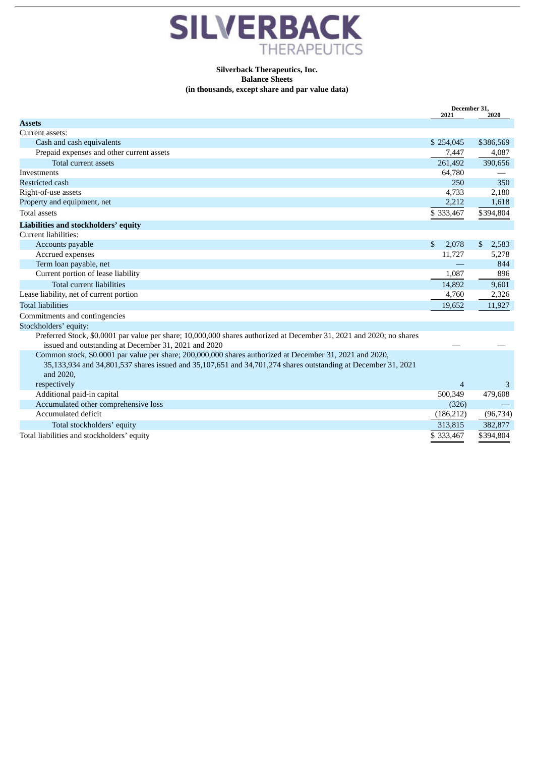# SILVERBACK THERAPEUTICS

**Silverback Therapeutics, Inc.**
**Balance Sheets**
**(in thousands, except share and par value data)**

| | December 31, 2021 | December 31, 2020 |
|---|---|---|
| **Assets** | | |
| Current assets: | | |
| Cash and cash equivalents | $ 254,045 | $386,569 |
| Prepaid expenses and other current assets | 7,447 | 4,087 |
| Total current assets | 261,492 | 390,656 |
| Investments | 64,780 | — |
| Restricted cash | 250 | 350 |
| Right-of-use assets | 4,733 | 2,180 |
| Property and equipment, net | 2,212 | 1,618 |
| Total assets | $ 333,467 | $394,804 |
| **Liabilities and stockholders' equity** | | |
| Current liabilities: | | |
| Accounts payable | $ 2,078 | $ 2,583 |
| Accrued expenses | 11,727 | 5,278 |
| Term loan payable, net | — | 844 |
| Current portion of lease liability | 1,087 | 896 |
| Total current liabilities | 14,892 | 9,601 |
| Lease liability, net of current portion | 4,760 | 2,326 |
| Total liabilities | 19,652 | 11,927 |
| Commitments and contingencies | | |
| Stockholders' equity: | | |
| Preferred Stock, $0.0001 par value per share; 10,000,000 shares authorized at December 31, 2021 and 2020; no shares issued and outstanding at December 31, 2021 and 2020 | — | — |
| Common stock, $0.0001 par value per share; 200,000,000 shares authorized at December 31, 2021 and 2020, 35,133,934 and 34,801,537 shares issued and 35,107,651 and 34,701,274 shares outstanding at December 31, 2021 and 2020, respectively | 4 | 3 |
| Additional paid-in capital | 500,349 | 479,608 |
| Accumulated other comprehensive loss | (326) | — |
| Accumulated deficit | (186,212) | (96,734) |
| Total stockholders' equity | 313,815 | 382,877 |
| Total liabilities and stockholders' equity | $ 333,467 | $394,804 |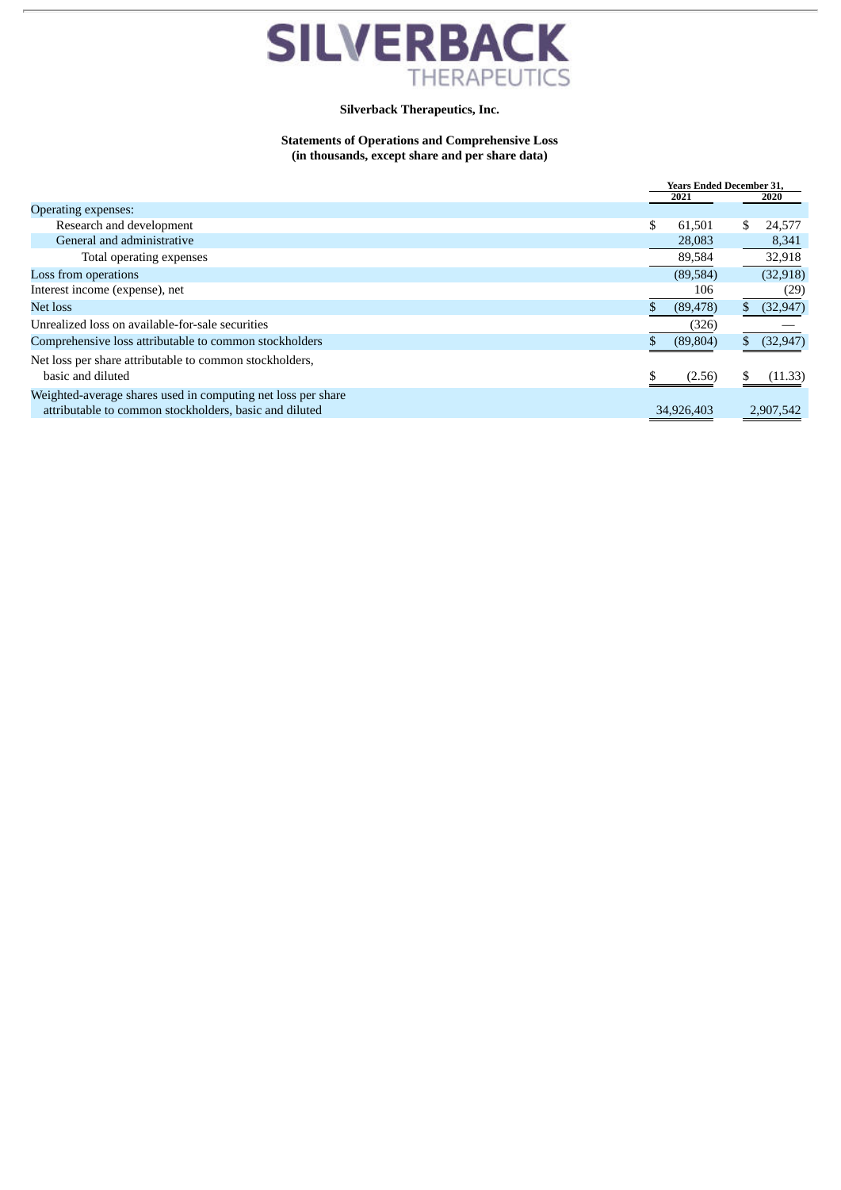# SILVERBACK THERAPEUTICS

**Silverback Therapeutics, Inc.**

**Statements of Operations and Comprehensive Loss**
**(in thousands, except share and per share data)**

| | Years Ended December 31, | |
|---|---|---|
| | 2021 | 2020 |
| Operating expenses: | | |
| Research and development | $ 61,501 | $ 24,577 |
| General and administrative | 28,083 | 8,341 |
| Total operating expenses | 89,584 | 32,918 |
| Loss from operations | (89,584) | (32,918) |
| Interest income (expense), net | 106 | (29) |
| Net loss | $ (89,478) | $ (32,947) |
| Unrealized loss on available-for-sale securities | (326) | — |
| Comprehensive loss attributable to common stockholders | $ (89,804) | $ (32,947) |
| Net loss per share attributable to common stockholders, basic and diluted | $ (2.56) | $ (11.33) |
| Weighted-average shares used in computing net loss per share attributable to common stockholders, basic and diluted | 34,926,403 | 2,907,542 |